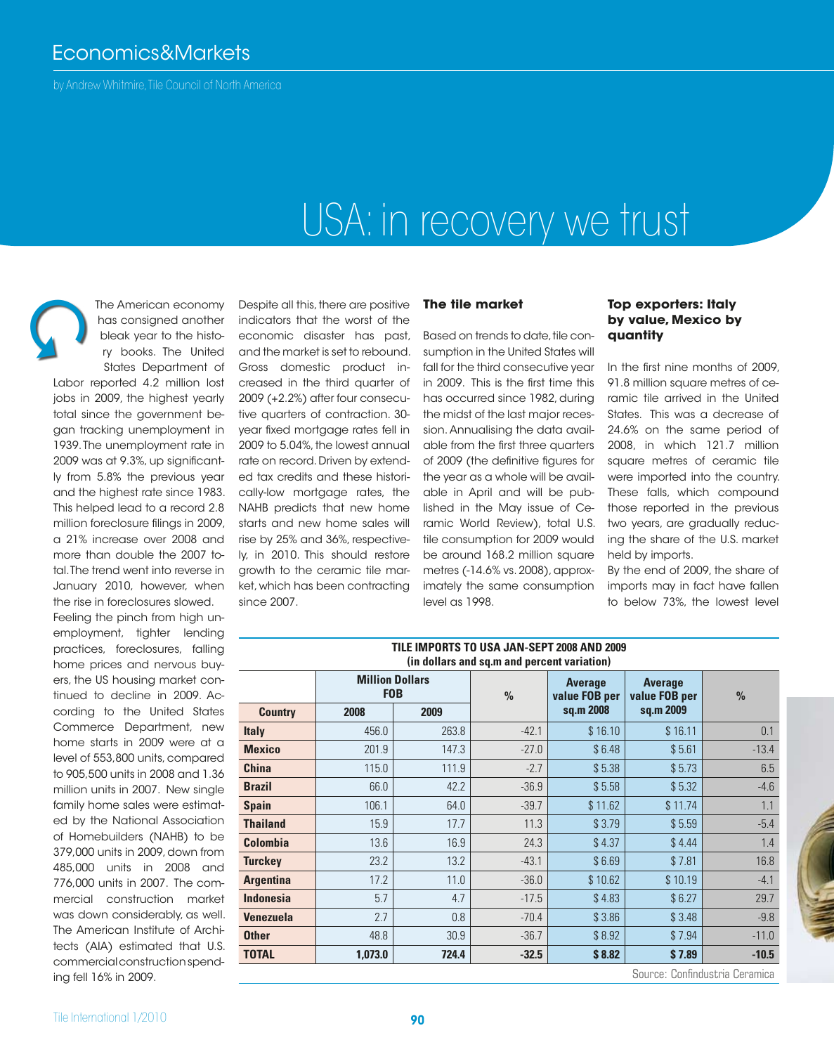Economics&Markets

by Andrew Whitmire, Tile Council of North America

# USA: in recovery we trust

The American economy has consigned another bleak year to the history books. The United States Department of Labor reported 4.2 million lost jobs in 2009, the highest yearly total since the government began tracking unemployment in 1939. The unemployment rate in 2009 was at 9.3%, up significantly from 5.8% the previous year and the highest rate since 1983. This helped lead to a record 2.8 million foreclosure filings in 2009, a 21% increase over 2008 and more than double the 2007 total. The trend went into reverse in January 2010, however, when the rise in foreclosures slowed.

Feeling the pinch from high unemployment, tighter lending practices, foreclosures, falling home prices and nervous buyers, the US housing market continued to decline in 2009. According to the United States Commerce Department, new home starts in 2009 were at a level of 553,800 units, compared to 905,500 units in 2008 and 1.36 million units in 2007. New single family home sales were estimated by the National Association of Homebuilders (NAHB) to be 379,000 units in 2009, down from 485,000 units in 2008 and 776,000 units in 2007. The commercial construction market was down considerably, as well. The American Institute of Architects (AIA) estimated that U.S. commercial construction spending fell 16% in 2009.

Despite all this, there are positive indicators that the worst of the economic disaster has past, and the market is set to rebound. Gross domestic product increased in the third quarter of 2009 (+2.2%) after four consecutive quarters of contraction. 30-year fixed mortgage rates fell in 2009 to 5.04%, the lowest annual rate on record. Driven by extended tax credits and these historically-low mortgage rates, the NAHB predicts that new home starts and new home sales will rise by 25% and 36%, respectively, in 2010. This should restore growth to the ceramic tile market, which has been contracting since 2007.

### The tile market

Based on trends to date, tile consumption in the United States will fall for the third consecutive year in 2009. This is the first time this has occurred since 1982, during the midst of the last major recession. Annualising the data available from the first three quarters of 2009 (the definitive figures for the year as a whole will be available in April and will be published in the May issue of Ceramic World Review), total U.S. tile consumption for 2009 would be around 168.2 million square metres (-14.6% vs. 2008), approximately the same consumption level as 1998.

### Top exporters: Italy by value, Mexico by quantity

In the first nine months of 2009, 91.8 million square metres of ceramic tile arrived in the United States. This was a decrease of 24.6% on the same period of 2008, in which 121.7 million square metres of ceramic tile were imported into the country. These falls, which compound those reported in the previous two years, are gradually reducing the share of the U.S. market held by imports.

By the end of 2009, the share of imports may in fact have fallen to below 73%, the lowest level

**TILE IMPORTS TO USA JAN-SEPT 2008 AND 2009**
**(in dollars and sq.m and percent variation)**

| Country | Million Dollars FOB | | % | Average value FOB per sq.m 2008 | Average value FOB per sq.m 2009 | % |
|---|---|---|---|---|---|---|
| | 2008 | 2009 | | | | |
| **Italy** | 456.0 | 263.8 | -42.1 | $ 16.10 | $ 16.11 | 0.1 |
| **Mexico** | 201.9 | 147.3 | -27.0 | $ 6.48 | $ 5.61 | -13.4 |
| **China** | 115.0 | 111.9 | -2.7 | $ 5.38 | $ 5.73 | 6.5 |
| **Brazil** | 66.0 | 42.2 | -36.9 | $ 5.58 | $ 5.32 | -4.6 |
| **Spain** | 106.1 | 64.0 | -39.7 | $ 11.62 | $ 11.74 | 1.1 |
| **Thailand** | 15.9 | 17.7 | 11.3 | $ 3.79 | $ 5.59 | -5.4 |
| **Colombia** | 13.6 | 16.9 | 24.3 | $ 4.37 | $ 4.44 | 1.4 |
| **Turckey** | 23.2 | 13.2 | -43.1 | $ 6.69 | $ 7.81 | 16.8 |
| **Argentina** | 17.2 | 11.0 | -36.0 | $ 10.62 | $ 10.19 | -4.1 |
| **Indonesia** | 5.7 | 4.7 | -17.5 | $ 4.83 | $ 6.27 | 29.7 |
| **Venezuela** | 2.7 | 0.8 | -70.4 | $ 3.86 | $ 3.48 | -9.8 |
| **Other** | 48.8 | 30.9 | -36.7 | $ 8.92 | $ 7.94 | -11.0 |
| **TOTAL** | **1,073.0** | **724.4** | **-32.5** | **$ 8.82** | **$ 7.89** | **-10.5** |

Source: Confindustria Ceramica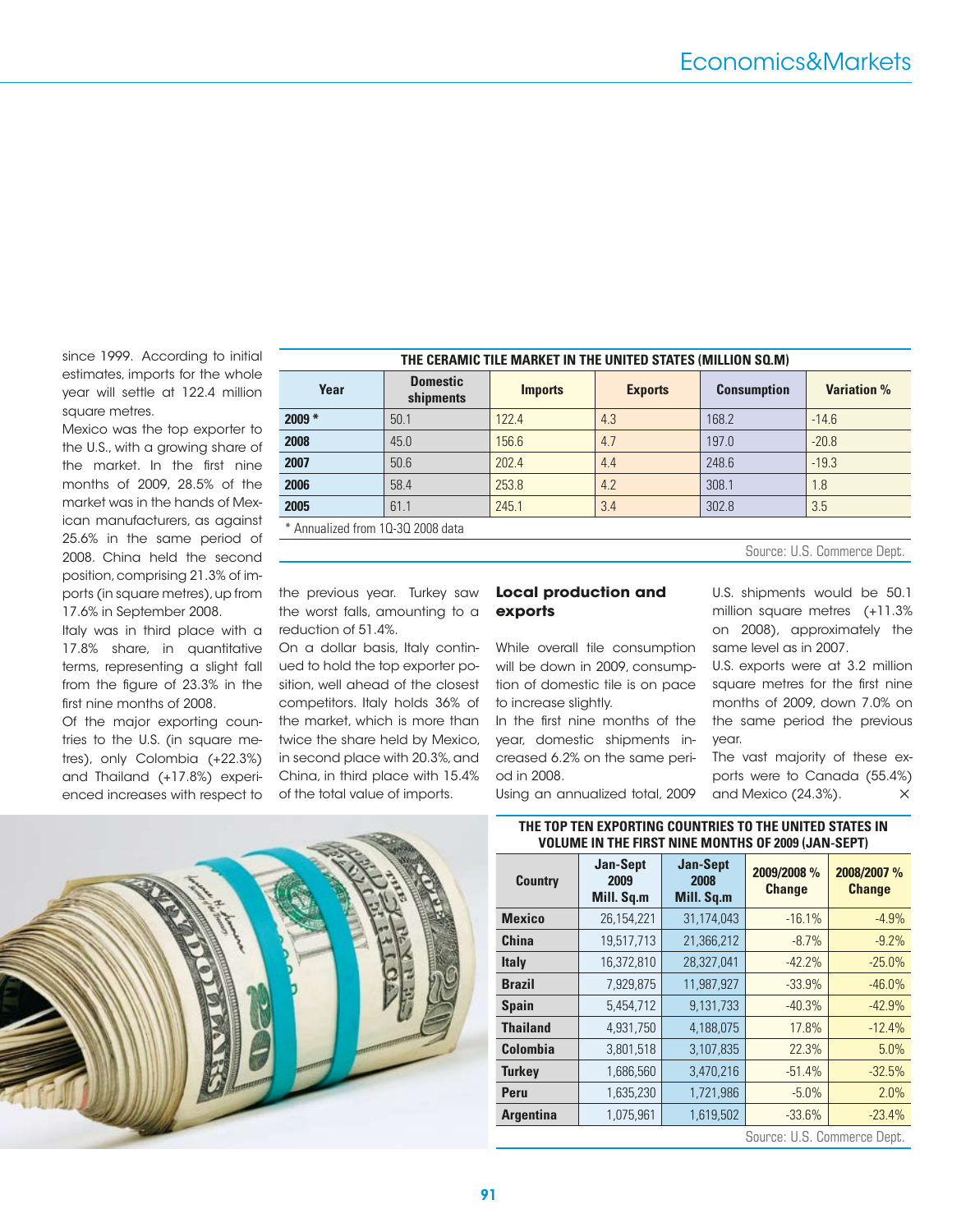since 1999. According to initial estimates, imports for the whole year will settle at 122.4 million square metres.

Mexico was the top exporter to the U.S., with a growing share of the market. In the first nine months of 2009, 28.5% of the market was in the hands of Mexican manufacturers, as against 25.6% in the same period of 2008. China held the second position, comprising 21.3% of imports (in square metres), up from 17.6% in September 2008.

Italy was in third place with a 17.8% share, in quantitative terms, representing a slight fall from the figure of 23.3% in the first nine months of 2008.

Of the major exporting countries to the U.S. (in square metres), only Colombia (+22.3%) and Thailand (+17.8%) experienced increases with respect to the previous year. Turkey saw the worst falls, amounting to a reduction of 51.4%.

On a dollar basis, Italy continued to hold the top exporter position, well ahead of the closest competitors. Italy holds 36% of the market, which is more than twice the share held by Mexico, in second place with 20.3%, and China, in third place with 15.4% of the total value of imports.

**THE CERAMIC TILE MARKET IN THE UNITED STATES (MILLION SQ.M)**

| Year | Domestic shipments | Imports | Exports | Consumption | Variation % |
|---|---|---|---|---|---|
| 2009 * | 50.1 | 122.4 | 4.3 | 168.2 | -14.6 |
| 2008 | 45.0 | 156.6 | 4.7 | 197.0 | -20.8 |
| 2007 | 50.6 | 202.4 | 4.4 | 248.6 | -19.3 |
| 2006 | 58.4 | 253.8 | 4.2 | 308.1 | 1.8 |
| 2005 | 61.1 | 245.1 | 3.4 | 302.8 | 3.5 |

\* Annualized from 1Q-3Q 2008 data

Source: U.S. Commerce Dept.

## Local production and exports

While overall tile consumption will be down in 2009, consumption of domestic tile is on pace to increase slightly.

In the first nine months of the year, domestic shipments increased 6.2% on the same period in 2008.

Using an annualized total, 2009 U.S. shipments would be 50.1 million square metres (+11.3% on 2008), approximately the same level as in 2007.

U.S. exports were at 3.2 million square metres for the first nine months of 2009, down 7.0% on the same period the previous year.

The vast majority of these exports were to Canada (55.4%) and Mexico (24.3%).

**THE TOP TEN EXPORTING COUNTRIES TO THE UNITED STATES IN VOLUME IN THE FIRST NINE MONTHS OF 2009 (JAN-SEPT)**

| Country | Jan-Sept 2009 Mill. Sq.m | Jan-Sept 2008 Mill. Sq.m | 2009/2008 % Change | 2008/2007 % Change |
|---|---|---|---|---|
| Mexico | 26,154,221 | 31,174,043 | -16.1% | -4.9% |
| China | 19,517,713 | 21,366,212 | -8.7% | -9.2% |
| Italy | 16,372,810 | 28,327,041 | -42.2% | -25.0% |
| Brazil | 7,929,875 | 11,987,927 | -33.9% | -46.0% |
| Spain | 5,454,712 | 9,131,733 | -40.3% | -42.9% |
| Thailand | 4,931,750 | 4,188,075 | 17.8% | -12.4% |
| Colombia | 3,801,518 | 3,107,835 | 22.3% | 5.0% |
| Turkey | 1,686,560 | 3,470,216 | -51.4% | -32.5% |
| Peru | 1,635,230 | 1,721,986 | -5.0% | 2.0% |
| Argentina | 1,075,961 | 1,619,502 | -33.6% | -23.4% |

Source: U.S. Commerce Dept.